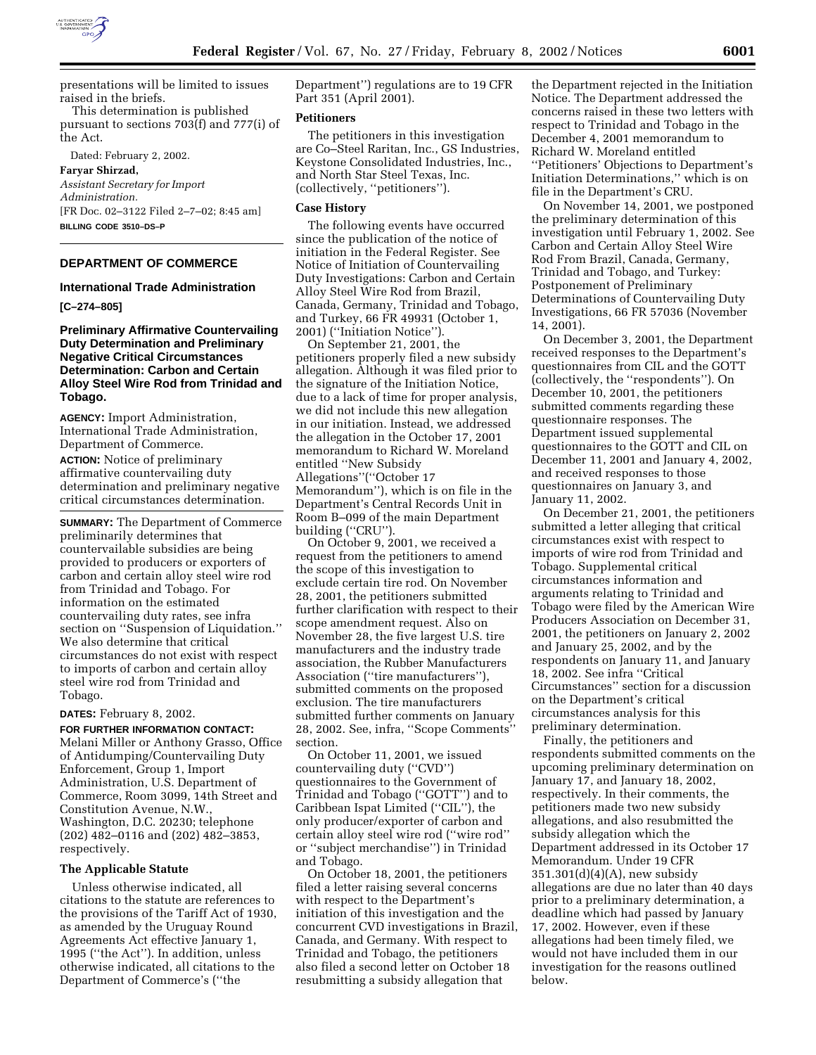presentations will be limited to issues raised in the briefs.

This determination is published pursuant to sections 703(f) and 777(i) of the Act.

Dated: February 2, 2002.

**Faryar Shirzad,**

*Assistant Secretary for Import Administration.*

[FR Doc. 02–3122 Filed 2–7–02; 8:45 am]

**BILLING CODE 3510–DS–P**

---

## DEPARTMENT OF COMMERCE

### International Trade Administration

**[C–274–805]**

### Preliminary Affirmative Countervailing Duty Determination and Preliminary Negative Critical Circumstances Determination: Carbon and Certain Alloy Steel Wire Rod from Trinidad and Tobago.

**AGENCY:** Import Administration, International Trade Administration, Department of Commerce.

**ACTION:** Notice of preliminary affirmative countervailing duty determination and preliminary negative critical circumstances determination.

**SUMMARY:** The Department of Commerce preliminarily determines that countervailable subsidies are being provided to producers or exporters of carbon and certain alloy steel wire rod from Trinidad and Tobago. For information on the estimated countervailing duty rates, see infra section on ''Suspension of Liquidation.'' We also determine that critical circumstances do not exist with respect to imports of carbon and certain alloy steel wire rod from Trinidad and Tobago.

**DATES:** February 8, 2002.

**FOR FURTHER INFORMATION CONTACT:** Melani Miller or Anthony Grasso, Office of Antidumping/Countervailing Duty Enforcement, Group 1, Import Administration, U.S. Department of Commerce, Room 3099, 14th Street and Constitution Avenue, N.W., Washington, D.C. 20230; telephone (202) 482–0116 and (202) 482–3853, respectively.

### The Applicable Statute

Unless otherwise indicated, all citations to the statute are references to the provisions of the Tariff Act of 1930, as amended by the Uruguay Round Agreements Act effective January 1, 1995 (''the Act''). In addition, unless otherwise indicated, all citations to the Department of Commerce's (''the Department'') regulations are to 19 CFR Part 351 (April 2001).

### Petitioners

The petitioners in this investigation are Co–Steel Raritan, Inc., GS Industries, Keystone Consolidated Industries, Inc., and North Star Steel Texas, Inc. (collectively, ''petitioners'').

### Case History

The following events have occurred since the publication of the notice of initiation in the Federal Register. See Notice of Initiation of Countervailing Duty Investigations: Carbon and Certain Alloy Steel Wire Rod from Brazil, Canada, Germany, Trinidad and Tobago, and Turkey, 66 FR 49931 (October 1, 2001) (''Initiation Notice'').

On September 21, 2001, the petitioners properly filed a new subsidy allegation. Although it was filed prior to the signature of the Initiation Notice, due to a lack of time for proper analysis, we did not include this new allegation in our initiation. Instead, we addressed the allegation in the October 17, 2001 memorandum to Richard W. Moreland entitled ''New Subsidy Allegations''(''October 17 Memorandum''), which is on file in the Department's Central Records Unit in Room B–099 of the main Department building (''CRU'').

On October 9, 2001, we received a request from the petitioners to amend the scope of this investigation to exclude certain tire rod. On November 28, 2001, the petitioners submitted further clarification with respect to their scope amendment request. Also on November 28, the five largest U.S. tire manufacturers and the industry trade association, the Rubber Manufacturers Association (''tire manufacturers''), submitted comments on the proposed exclusion. The tire manufacturers submitted further comments on January 28, 2002. See, infra, ''Scope Comments'' section.

On October 11, 2001, we issued countervailing duty (''CVD'') questionnaires to the Government of Trinidad and Tobago (''GOTT'') and to Caribbean Ispat Limited (''CIL''), the only producer/exporter of carbon and certain alloy steel wire rod (''wire rod'' or ''subject merchandise'') in Trinidad and Tobago.

On October 18, 2001, the petitioners filed a letter raising several concerns with respect to the Department's initiation of this investigation and the concurrent CVD investigations in Brazil, Canada, and Germany. With respect to Trinidad and Tobago, the petitioners also filed a second letter on October 18 resubmitting a subsidy allegation that the Department rejected in the Initiation Notice. The Department addressed the concerns raised in these two letters with respect to Trinidad and Tobago in the December 4, 2001 memorandum to Richard W. Moreland entitled ''Petitioners' Objections to Department's Initiation Determinations,'' which is on file in the Department's CRU.

On November 14, 2001, we postponed the preliminary determination of this investigation until February 1, 2002. See Carbon and Certain Alloy Steel Wire Rod From Brazil, Canada, Germany, Trinidad and Tobago, and Turkey: Postponement of Preliminary Determinations of Countervailing Duty Investigations, 66 FR 57036 (November 14, 2001).

On December 3, 2001, the Department received responses to the Department's questionnaires from CIL and the GOTT (collectively, the ''respondents''). On December 10, 2001, the petitioners submitted comments regarding these questionnaire responses. The Department issued supplemental questionnaires to the GOTT and CIL on December 11, 2001 and January 4, 2002, and received responses to those questionnaires on January 3, and January 11, 2002.

On December 21, 2001, the petitioners submitted a letter alleging that critical circumstances exist with respect to imports of wire rod from Trinidad and Tobago. Supplemental critical circumstances information and arguments relating to Trinidad and Tobago were filed by the American Wire Producers Association on December 31, 2001, the petitioners on January 2, 2002 and January 25, 2002, and by the respondents on January 11, and January 18, 2002. See infra ''Critical Circumstances'' section for a discussion on the Department's critical circumstances analysis for this preliminary determination.

Finally, the petitioners and respondents submitted comments on the upcoming preliminary determination on January 17, and January 18, 2002, respectively. In their comments, the petitioners made two new subsidy allegations, and also resubmitted the subsidy allegation which the Department addressed in its October 17 Memorandum. Under 19 CFR 351.301(d)(4)(A), new subsidy allegations are due no later than 40 days prior to a preliminary determination, a deadline which had passed by January 17, 2002. However, even if these allegations had been timely filed, we would not have included them in our investigation for the reasons outlined below.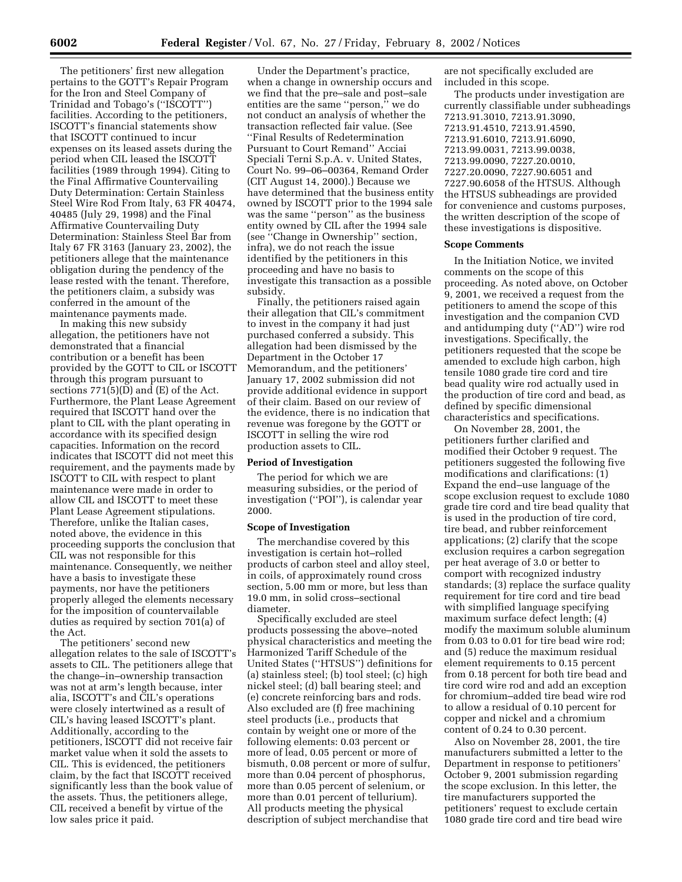The petitioners' first new allegation pertains to the GOTT's Repair Program for the Iron and Steel Company of Trinidad and Tobago's (''ISCOTT'') facilities. According to the petitioners, ISCOTT's financial statements show that ISCOTT continued to incur expenses on its leased assets during the period when CIL leased the ISCOTT facilities (1989 through 1994). Citing to the Final Affirmative Countervailing Duty Determination: Certain Stainless Steel Wire Rod From Italy, 63 FR 40474, 40485 (July 29, 1998) and the Final Affirmative Countervailing Duty Determination: Stainless Steel Bar from Italy 67 FR 3163 (January 23, 2002), the petitioners allege that the maintenance obligation during the pendency of the lease rested with the tenant. Therefore, the petitioners claim, a subsidy was conferred in the amount of the maintenance payments made.

In making this new subsidy allegation, the petitioners have not demonstrated that a financial contribution or a benefit has been provided by the GOTT to CIL or ISCOTT through this program pursuant to sections 771(5)(D) and (E) of the Act. Furthermore, the Plant Lease Agreement required that ISCOTT hand over the plant to CIL with the plant operating in accordance with its specified design capacities. Information on the record indicates that ISCOTT did not meet this requirement, and the payments made by ISCOTT to CIL with respect to plant maintenance were made in order to allow CIL and ISCOTT to meet these Plant Lease Agreement stipulations. Therefore, unlike the Italian cases, noted above, the evidence in this proceeding supports the conclusion that CIL was not responsible for this maintenance. Consequently, we neither have a basis to investigate these payments, nor have the petitioners properly alleged the elements necessary for the imposition of countervailable duties as required by section 701(a) of the Act.

The petitioners' second new allegation relates to the sale of ISCOTT's assets to CIL. The petitioners allege that the change–in–ownership transaction was not at arm's length because, inter alia, ISCOTT's and CIL's operations were closely intertwined as a result of CIL's having leased ISCOTT's plant. Additionally, according to the petitioners, ISCOTT did not receive fair market value when it sold the assets to CIL. This is evidenced, the petitioners claim, by the fact that ISCOTT received significantly less than the book value of the assets. Thus, the petitioners allege, CIL received a benefit by virtue of the low sales price it paid.

Under the Department's practice, when a change in ownership occurs and we find that the pre–sale and post–sale entities are the same ''person,'' we do not conduct an analysis of whether the transaction reflected fair value. (See ''Final Results of Redetermination Pursuant to Court Remand'' Acciai Speciali Terni S.p.A. v. United States, Court No. 99–06–00364, Remand Order (CIT August 14, 2000).) Because we have determined that the business entity owned by ISCOTT prior to the 1994 sale was the same ''person'' as the business entity owned by CIL after the 1994 sale (see ''Change in Ownership'' section, infra), we do not reach the issue identified by the petitioners in this proceeding and have no basis to investigate this transaction as a possible subsidy.

Finally, the petitioners raised again their allegation that CIL's commitment to invest in the company it had just purchased conferred a subsidy. This allegation had been dismissed by the Department in the October 17 Memorandum, and the petitioners' January 17, 2002 submission did not provide additional evidence in support of their claim. Based on our review of the evidence, there is no indication that revenue was foregone by the GOTT or ISCOTT in selling the wire rod production assets to CIL.

**Period of Investigation**

The period for which we are measuring subsidies, or the period of investigation (''POI''), is calendar year 2000.

**Scope of Investigation**

The merchandise covered by this investigation is certain hot–rolled products of carbon steel and alloy steel, in coils, of approximately round cross section, 5.00 mm or more, but less than 19.0 mm, in solid cross–sectional diameter.

Specifically excluded are steel products possessing the above–noted physical characteristics and meeting the Harmonized Tariff Schedule of the United States (''HTSUS'') definitions for (a) stainless steel; (b) tool steel; (c) high nickel steel; (d) ball bearing steel; and (e) concrete reinforcing bars and rods. Also excluded are (f) free machining steel products (i.e., products that contain by weight one or more of the following elements: 0.03 percent or more of lead, 0.05 percent or more of bismuth, 0.08 percent or more of sulfur, more than 0.04 percent of phosphorus, more than 0.05 percent of selenium, or more than 0.01 percent of tellurium). All products meeting the physical description of subject merchandise that are not specifically excluded are included in this scope.

The products under investigation are currently classifiable under subheadings 7213.91.3010, 7213.91.3090, 7213.91.4510, 7213.91.4590, 7213.91.6010, 7213.91.6090, 7213.99.0031, 7213.99.0038, 7213.99.0090, 7227.20.0010, 7227.20.0090, 7227.90.6051 and 7227.90.6058 of the HTSUS. Although the HTSUS subheadings are provided for convenience and customs purposes, the written description of the scope of these investigations is dispositive.

**Scope Comments**

In the Initiation Notice, we invited comments on the scope of this proceeding. As noted above, on October 9, 2001, we received a request from the petitioners to amend the scope of this investigation and the companion CVD and antidumping duty (''AD'') wire rod investigations. Specifically, the petitioners requested that the scope be amended to exclude high carbon, high tensile 1080 grade tire cord and tire bead quality wire rod actually used in the production of tire cord and bead, as defined by specific dimensional characteristics and specifications.

On November 28, 2001, the petitioners further clarified and modified their October 9 request. The petitioners suggested the following five modifications and clarifications: (1) Expand the end–use language of the scope exclusion request to exclude 1080 grade tire cord and tire bead quality that is used in the production of tire cord, tire bead, and rubber reinforcement applications; (2) clarify that the scope exclusion requires a carbon segregation per heat average of 3.0 or better to comport with recognized industry standards; (3) replace the surface quality requirement for tire cord and tire bead with simplified language specifying maximum surface defect length; (4) modify the maximum soluble aluminum from 0.03 to 0.01 for tire bead wire rod; and (5) reduce the maximum residual element requirements to 0.15 percent from 0.18 percent for both tire bead and tire cord wire rod and add an exception for chromium–added tire bead wire rod to allow a residual of 0.10 percent for copper and nickel and a chromium content of 0.24 to 0.30 percent.

Also on November 28, 2001, the tire manufacturers submitted a letter to the Department in response to petitioners' October 9, 2001 submission regarding the scope exclusion. In this letter, the tire manufacturers supported the petitioners' request to exclude certain 1080 grade tire cord and tire bead wire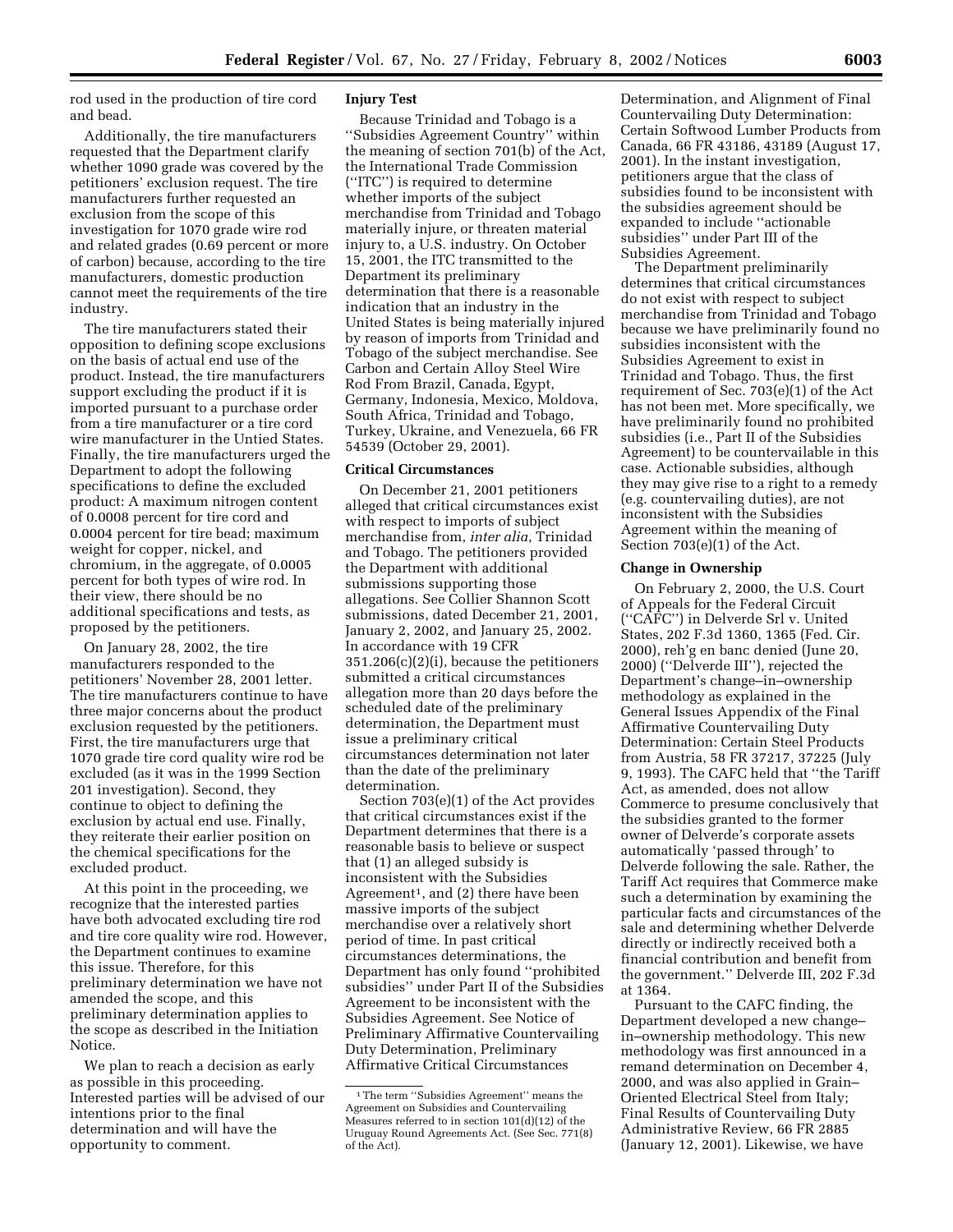rod used in the production of tire cord and bead.

Additionally, the tire manufacturers requested that the Department clarify whether 1090 grade was covered by the petitioners' exclusion request. The tire manufacturers further requested an exclusion from the scope of this investigation for 1070 grade wire rod and related grades (0.69 percent or more of carbon) because, according to the tire manufacturers, domestic production cannot meet the requirements of the tire industry.

The tire manufacturers stated their opposition to defining scope exclusions on the basis of actual end use of the product. Instead, the tire manufacturers support excluding the product if it is imported pursuant to a purchase order from a tire manufacturer or a tire cord wire manufacturer in the Untied States. Finally, the tire manufacturers urged the Department to adopt the following specifications to define the excluded product: A maximum nitrogen content of 0.0008 percent for tire cord and 0.0004 percent for tire bead; maximum weight for copper, nickel, and chromium, in the aggregate, of 0.0005 percent for both types of wire rod. In their view, there should be no additional specifications and tests, as proposed by the petitioners.

On January 28, 2002, the tire manufacturers responded to the petitioners' November 28, 2001 letter. The tire manufacturers continue to have three major concerns about the product exclusion requested by the petitioners. First, the tire manufacturers urge that 1070 grade tire cord quality wire rod be excluded (as it was in the 1999 Section 201 investigation). Second, they continue to object to defining the exclusion by actual end use. Finally, they reiterate their earlier position on the chemical specifications for the excluded product.

At this point in the proceeding, we recognize that the interested parties have both advocated excluding tire rod and tire core quality wire rod. However, the Department continues to examine this issue. Therefore, for this preliminary determination we have not amended the scope, and this preliminary determination applies to the scope as described in the Initiation Notice.

We plan to reach a decision as early as possible in this proceeding. Interested parties will be advised of our intentions prior to the final determination and will have the opportunity to comment.

## Injury Test

Because Trinidad and Tobago is a ''Subsidies Agreement Country'' within the meaning of section 701(b) of the Act, the International Trade Commission (''ITC'') is required to determine whether imports of the subject merchandise from Trinidad and Tobago materially injure, or threaten material injury to, a U.S. industry. On October 15, 2001, the ITC transmitted to the Department its preliminary determination that there is a reasonable indication that an industry in the United States is being materially injured by reason of imports from Trinidad and Tobago of the subject merchandise. See Carbon and Certain Alloy Steel Wire Rod From Brazil, Canada, Egypt, Germany, Indonesia, Mexico, Moldova, South Africa, Trinidad and Tobago, Turkey, Ukraine, and Venezuela, 66 FR 54539 (October 29, 2001).

## Critical Circumstances

On December 21, 2001 petitioners alleged that critical circumstances exist with respect to imports of subject merchandise from, *inter alia*, Trinidad and Tobago. The petitioners provided the Department with additional submissions supporting those allegations. See Collier Shannon Scott submissions, dated December 21, 2001, January 2, 2002, and January 25, 2002. In accordance with 19 CFR 351.206(c)(2)(i), because the petitioners submitted a critical circumstances allegation more than 20 days before the scheduled date of the preliminary determination, the Department must issue a preliminary critical circumstances determination not later than the date of the preliminary determination.

Section 703(e)(1) of the Act provides that critical circumstances exist if the Department determines that there is a reasonable basis to believe or suspect that (1) an alleged subsidy is inconsistent with the Subsidies Agreement[1], and (2) there have been massive imports of the subject merchandise over a relatively short period of time. In past critical circumstances determinations, the Department has only found ''prohibited subsidies'' under Part II of the Subsidies Agreement to be inconsistent with the Subsidies Agreement. See Notice of Preliminary Affirmative Countervailing Duty Determination, Preliminary Affirmative Critical Circumstances Determination, and Alignment of Final Countervailing Duty Determination: Certain Softwood Lumber Products from Canada, 66 FR 43186, 43189 (August 17, 2001). In the instant investigation, petitioners argue that the class of subsidies found to be inconsistent with the subsidies agreement should be expanded to include ''actionable subsidies'' under Part III of the Subsidies Agreement.

The Department preliminarily determines that critical circumstances do not exist with respect to subject merchandise from Trinidad and Tobago because we have preliminarily found no subsidies inconsistent with the Subsidies Agreement to exist in Trinidad and Tobago. Thus, the first requirement of Sec. 703(e)(1) of the Act has not been met. More specifically, we have preliminarily found no prohibited subsidies (i.e., Part II of the Subsidies Agreement) to be countervailable in this case. Actionable subsidies, although they may give rise to a right to a remedy (e.g. countervailing duties), are not inconsistent with the Subsidies Agreement within the meaning of Section 703(e)(1) of the Act.

## Change in Ownership

On February 2, 2000, the U.S. Court of Appeals for the Federal Circuit (''CAFC'') in Delverde Srl v. United States, 202 F.3d 1360, 1365 (Fed. Cir. 2000), reh'g en banc denied (June 20, 2000) (''Delverde III''), rejected the Department's change–in–ownership methodology as explained in the General Issues Appendix of the Final Affirmative Countervailing Duty Determination: Certain Steel Products from Austria, 58 FR 37217, 37225 (July 9, 1993). The CAFC held that ''the Tariff Act, as amended, does not allow Commerce to presume conclusively that the subsidies granted to the former owner of Delverde's corporate assets automatically 'passed through' to Delverde following the sale. Rather, the Tariff Act requires that Commerce make such a determination by examining the particular facts and circumstances of the sale and determining whether Delverde directly or indirectly received both a financial contribution and benefit from the government.'' Delverde III, 202 F.3d at 1364.

Pursuant to the CAFC finding, the Department developed a new change–in–ownership methodology. This new methodology was first announced in a remand determination on December 4, 2000, and was also applied in Grain–Oriented Electrical Steel from Italy; Final Results of Countervailing Duty Administrative Review, 66 FR 2885 (January 12, 2001). Likewise, we have

[1] The term ''Subsidies Agreement'' means the Agreement on Subsidies and Countervailing Measures referred to in section 101(d)(12) of the Uruguay Round Agreements Act. (See Sec. 771(8) of the Act).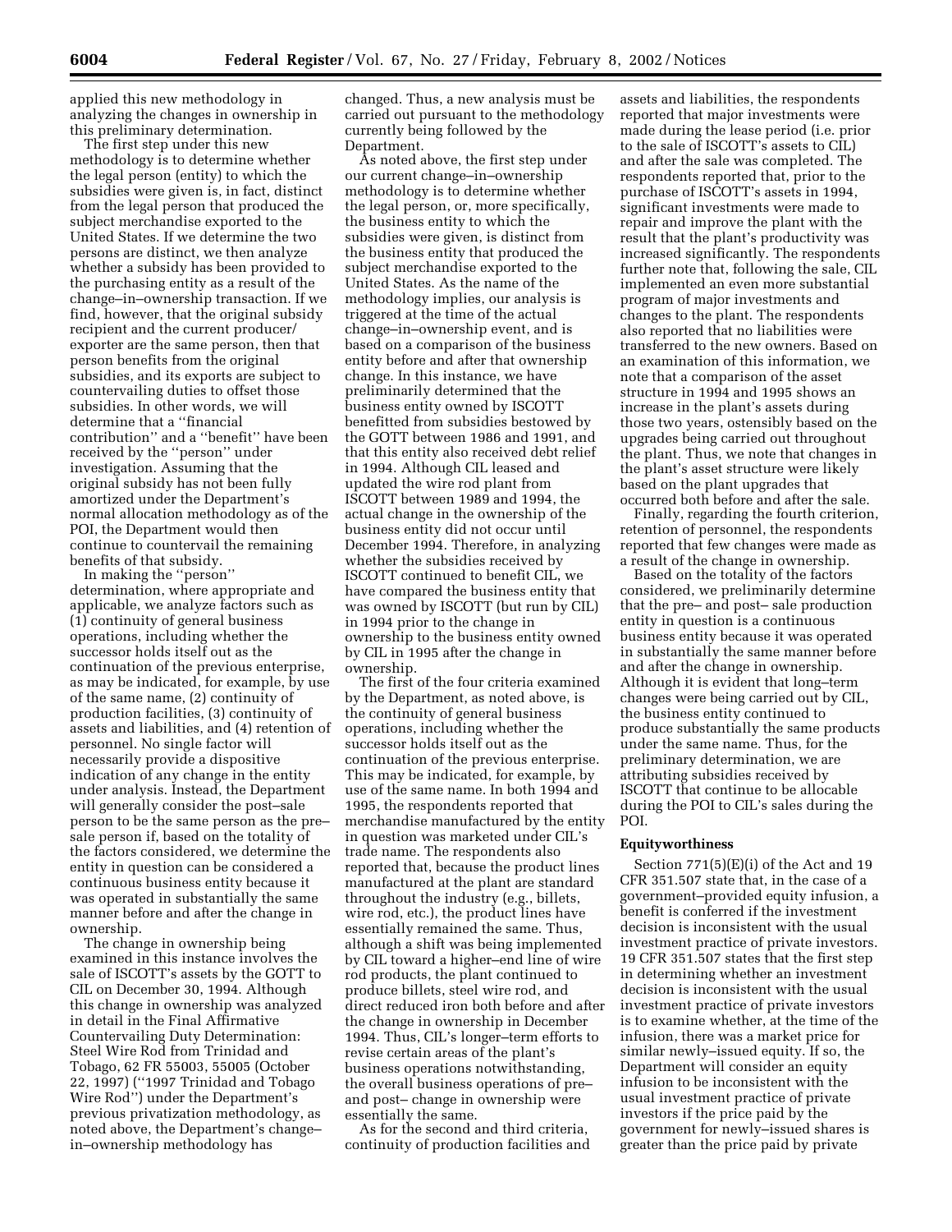applied this new methodology in analyzing the changes in ownership in this preliminary determination.

The first step under this new methodology is to determine whether the legal person (entity) to which the subsidies were given is, in fact, distinct from the legal person that produced the subject merchandise exported to the United States. If we determine the two persons are distinct, we then analyze whether a subsidy has been provided to the purchasing entity as a result of the change–in–ownership transaction. If we find, however, that the original subsidy recipient and the current producer/exporter are the same person, then that person benefits from the original subsidies, and its exports are subject to countervailing duties to offset those subsidies. In other words, we will determine that a ''financial contribution'' and a ''benefit'' have been received by the ''person'' under investigation. Assuming that the original subsidy has not been fully amortized under the Department's normal allocation methodology as of the POI, the Department would then continue to countervail the remaining benefits of that subsidy.

In making the ''person'' determination, where appropriate and applicable, we analyze factors such as (1) continuity of general business operations, including whether the successor holds itself out as the continuation of the previous enterprise, as may be indicated, for example, by use of the same name, (2) continuity of production facilities, (3) continuity of assets and liabilities, and (4) retention of personnel. No single factor will necessarily provide a dispositive indication of any change in the entity under analysis. Instead, the Department will generally consider the post–sale person to be the same person as the pre–sale person if, based on the totality of the factors considered, we determine the entity in question can be considered a continuous business entity because it was operated in substantially the same manner before and after the change in ownership.

The change in ownership being examined in this instance involves the sale of ISCOTT's assets by the GOTT to CIL on December 30, 1994. Although this change in ownership was analyzed in detail in the Final Affirmative Countervailing Duty Determination: Steel Wire Rod from Trinidad and Tobago, 62 FR 55003, 55005 (October 22, 1997) (''1997 Trinidad and Tobago Wire Rod'') under the Department's previous privatization methodology, as noted above, the Department's change–in–ownership methodology has changed. Thus, a new analysis must be carried out pursuant to the methodology currently being followed by the Department.

As noted above, the first step under our current change–in–ownership methodology is to determine whether the legal person, or, more specifically, the business entity to which the subsidies were given, is distinct from the business entity that produced the subject merchandise exported to the United States. As the name of the methodology implies, our analysis is triggered at the time of the actual change–in–ownership event, and is based on a comparison of the business entity before and after that ownership change. In this instance, we have preliminarily determined that the business entity owned by ISCOTT benefitted from subsidies bestowed by the GOTT between 1986 and 1991, and that this entity also received debt relief in 1994. Although CIL leased and updated the wire rod plant from ISCOTT between 1989 and 1994, the actual change in the ownership of the business entity did not occur until December 1994. Therefore, in analyzing whether the subsidies received by ISCOTT continued to benefit CIL, we have compared the business entity that was owned by ISCOTT (but run by CIL) in 1994 prior to the change in ownership to the business entity owned by CIL in 1995 after the change in ownership.

The first of the four criteria examined by the Department, as noted above, is the continuity of general business operations, including whether the successor holds itself out as the continuation of the previous enterprise. This may be indicated, for example, by use of the same name. In both 1994 and 1995, the respondents reported that merchandise manufactured by the entity in question was marketed under CIL's trade name. The respondents also reported that, because the product lines manufactured at the plant are standard throughout the industry (e.g., billets, wire rod, etc.), the product lines have essentially remained the same. Thus, although a shift was being implemented by CIL toward a higher–end line of wire rod products, the plant continued to produce billets, steel wire rod, and direct reduced iron both before and after the change in ownership in December 1994. Thus, CIL's longer–term efforts to revise certain areas of the plant's business operations notwithstanding, the overall business operations of pre– and post– change in ownership were essentially the same.

As for the second and third criteria, continuity of production facilities and assets and liabilities, the respondents reported that major investments were made during the lease period (i.e. prior to the sale of ISCOTT's assets to CIL) and after the sale was completed. The respondents reported that, prior to the purchase of ISCOTT's assets in 1994, significant investments were made to repair and improve the plant with the result that the plant's productivity was increased significantly. The respondents further note that, following the sale, CIL implemented an even more substantial program of major investments and changes to the plant. The respondents also reported that no liabilities were transferred to the new owners. Based on an examination of this information, we note that a comparison of the asset structure in 1994 and 1995 shows an increase in the plant's assets during those two years, ostensibly based on the upgrades being carried out throughout the plant. Thus, we note that changes in the plant's asset structure were likely based on the plant upgrades that occurred both before and after the sale.

Finally, regarding the fourth criterion, retention of personnel, the respondents reported that few changes were made as a result of the change in ownership.

Based on the totality of the factors considered, we preliminarily determine that the pre– and post– sale production entity in question is a continuous business entity because it was operated in substantially the same manner before and after the change in ownership. Although it is evident that long–term changes were being carried out by CIL, the business entity continued to produce substantially the same products under the same name. Thus, for the preliminary determination, we are attributing subsidies received by ISCOTT that continue to be allocable during the POI to CIL's sales during the POI.

### Equityworthiness

Section 771(5)(E)(i) of the Act and 19 CFR 351.507 state that, in the case of a government–provided equity infusion, a benefit is conferred if the investment decision is inconsistent with the usual investment practice of private investors. 19 CFR 351.507 states that the first step in determining whether an investment decision is inconsistent with the usual investment practice of private investors is to examine whether, at the time of the infusion, there was a market price for similar newly–issued equity. If so, the Department will consider an equity infusion to be inconsistent with the usual investment practice of private investors if the price paid by the government for newly–issued shares is greater than the price paid by private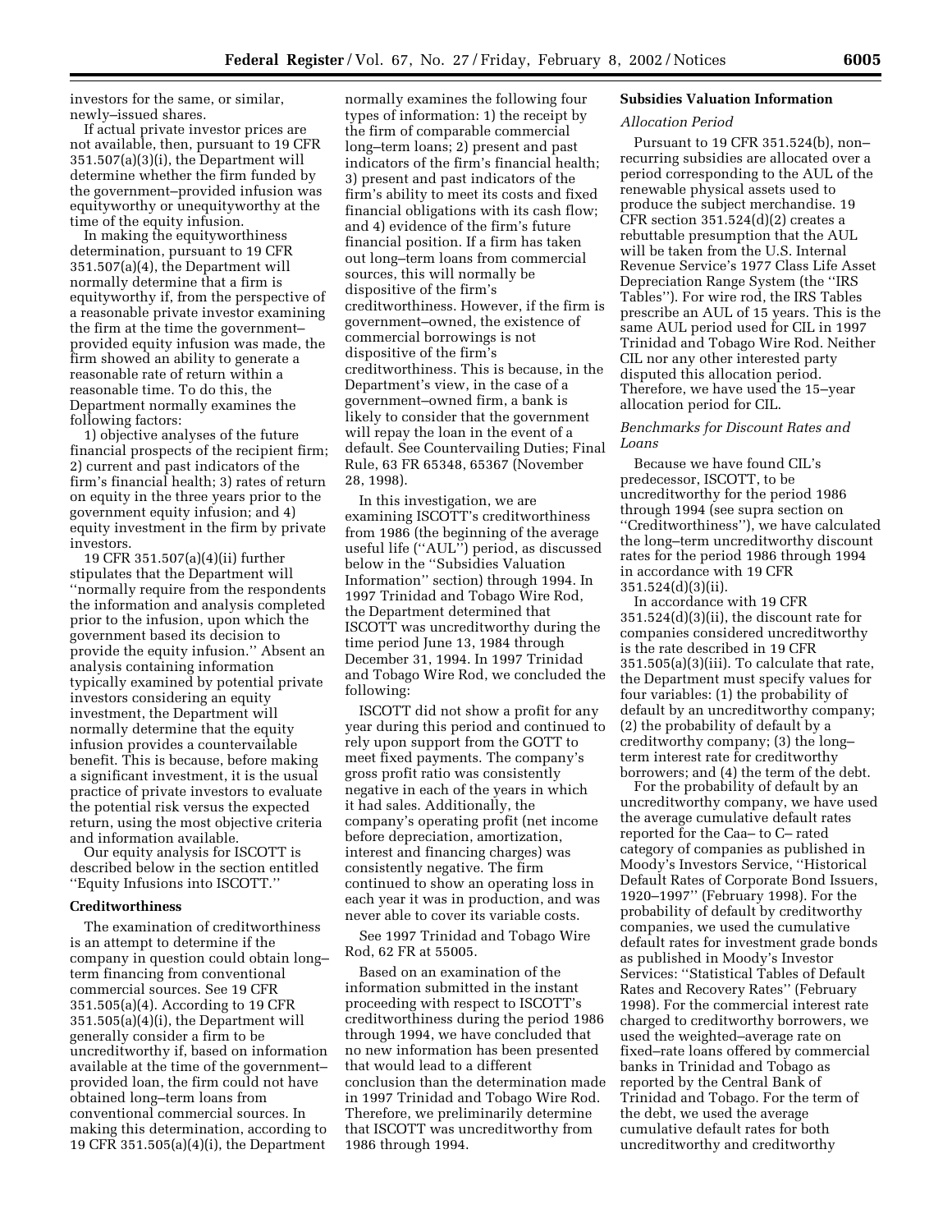investors for the same, or similar, newly–issued shares.

If actual private investor prices are not available, then, pursuant to 19 CFR 351.507(a)(3)(i), the Department will determine whether the firm funded by the government–provided infusion was equityworthy or unequityworthy at the time of the equity infusion.

In making the equityworthiness determination, pursuant to 19 CFR 351.507(a)(4), the Department will normally determine that a firm is equityworthy if, from the perspective of a reasonable private investor examining the firm at the time the government–provided equity infusion was made, the firm showed an ability to generate a reasonable rate of return within a reasonable time. To do this, the Department normally examines the following factors:

1) objective analyses of the future financial prospects of the recipient firm; 2) current and past indicators of the firm's financial health; 3) rates of return on equity in the three years prior to the government equity infusion; and 4) equity investment in the firm by private investors.

19 CFR 351.507(a)(4)(ii) further stipulates that the Department will ''normally require from the respondents the information and analysis completed prior to the infusion, upon which the government based its decision to provide the equity infusion.'' Absent an analysis containing information typically examined by potential private investors considering an equity investment, the Department will normally determine that the equity infusion provides a countervailable benefit. This is because, before making a significant investment, it is the usual practice of private investors to evaluate the potential risk versus the expected return, using the most objective criteria and information available.

Our equity analysis for ISCOTT is described below in the section entitled ''Equity Infusions into ISCOTT.''

**Creditworthiness**

The examination of creditworthiness is an attempt to determine if the company in question could obtain long–term financing from conventional commercial sources. See 19 CFR 351.505(a)(4). According to 19 CFR 351.505(a)(4)(i), the Department will generally consider a firm to be uncreditworthy if, based on information available at the time of the government–provided loan, the firm could not have obtained long–term loans from conventional commercial sources. In making this determination, according to 19 CFR 351.505(a)(4)(i), the Department normally examines the following four types of information: 1) the receipt by the firm of comparable commercial long–term loans; 2) present and past indicators of the firm's financial health; 3) present and past indicators of the firm's ability to meet its costs and fixed financial obligations with its cash flow; and 4) evidence of the firm's future financial position. If a firm has taken out long–term loans from commercial sources, this will normally be dispositive of the firm's creditworthiness. However, if the firm is government–owned, the existence of commercial borrowings is not dispositive of the firm's creditworthiness. This is because, in the Department's view, in the case of a government–owned firm, a bank is likely to consider that the government will repay the loan in the event of a default. See Countervailing Duties; Final Rule, 63 FR 65348, 65367 (November 28, 1998).

In this investigation, we are examining ISCOTT's creditworthiness from 1986 (the beginning of the average useful life (''AUL'') period, as discussed below in the ''Subsidies Valuation Information'' section) through 1994. In 1997 Trinidad and Tobago Wire Rod, the Department determined that ISCOTT was uncreditworthy during the time period June 13, 1984 through December 31, 1994. In 1997 Trinidad and Tobago Wire Rod, we concluded the following:

ISCOTT did not show a profit for any year during this period and continued to rely upon support from the GOTT to meet fixed payments. The company's gross profit ratio was consistently negative in each of the years in which it had sales. Additionally, the company's operating profit (net income before depreciation, amortization, interest and financing charges) was consistently negative. The firm continued to show an operating loss in each year it was in production, and was never able to cover its variable costs.

See 1997 Trinidad and Tobago Wire Rod, 62 FR at 55005.

Based on an examination of the information submitted in the instant proceeding with respect to ISCOTT's creditworthiness during the period 1986 through 1994, we have concluded that no new information has been presented that would lead to a different conclusion than the determination made in 1997 Trinidad and Tobago Wire Rod. Therefore, we preliminarily determine that ISCOTT was uncreditworthy from 1986 through 1994.

**Subsidies Valuation Information**

*Allocation Period*

Pursuant to 19 CFR 351.524(b), non–recurring subsidies are allocated over a period corresponding to the AUL of the renewable physical assets used to produce the subject merchandise. 19 CFR section 351.524(d)(2) creates a rebuttable presumption that the AUL will be taken from the U.S. Internal Revenue Service's 1977 Class Life Asset Depreciation Range System (the ''IRS Tables''). For wire rod, the IRS Tables prescribe an AUL of 15 years. This is the same AUL period used for CIL in 1997 Trinidad and Tobago Wire Rod. Neither CIL nor any other interested party disputed this allocation period. Therefore, we have used the 15–year allocation period for CIL.

*Benchmarks for Discount Rates and Loans*

Because we have found CIL's predecessor, ISCOTT, to be uncreditworthy for the period 1986 through 1994 (see supra section on ''Creditworthiness''), we have calculated the long–term uncreditworthy discount rates for the period 1986 through 1994 in accordance with 19 CFR 351.524(d)(3)(ii).

In accordance with 19 CFR 351.524(d)(3)(ii), the discount rate for companies considered uncreditworthy is the rate described in 19 CFR 351.505(a)(3)(iii). To calculate that rate, the Department must specify values for four variables: (1) the probability of default by an uncreditworthy company; (2) the probability of default by a creditworthy company; (3) the long–term interest rate for creditworthy borrowers; and (4) the term of the debt.

For the probability of default by an uncreditworthy company, we have used the average cumulative default rates reported for the Caa– to C– rated category of companies as published in Moody's Investors Service, ''Historical Default Rates of Corporate Bond Issuers, 1920–1997'' (February 1998). For the probability of default by creditworthy companies, we used the cumulative default rates for investment grade bonds as published in Moody's Investor Services: ''Statistical Tables of Default Rates and Recovery Rates'' (February 1998). For the commercial interest rate charged to creditworthy borrowers, we used the weighted–average rate on fixed–rate loans offered by commercial banks in Trinidad and Tobago as reported by the Central Bank of Trinidad and Tobago. For the term of the debt, we used the average cumulative default rates for both uncreditworthy and creditworthy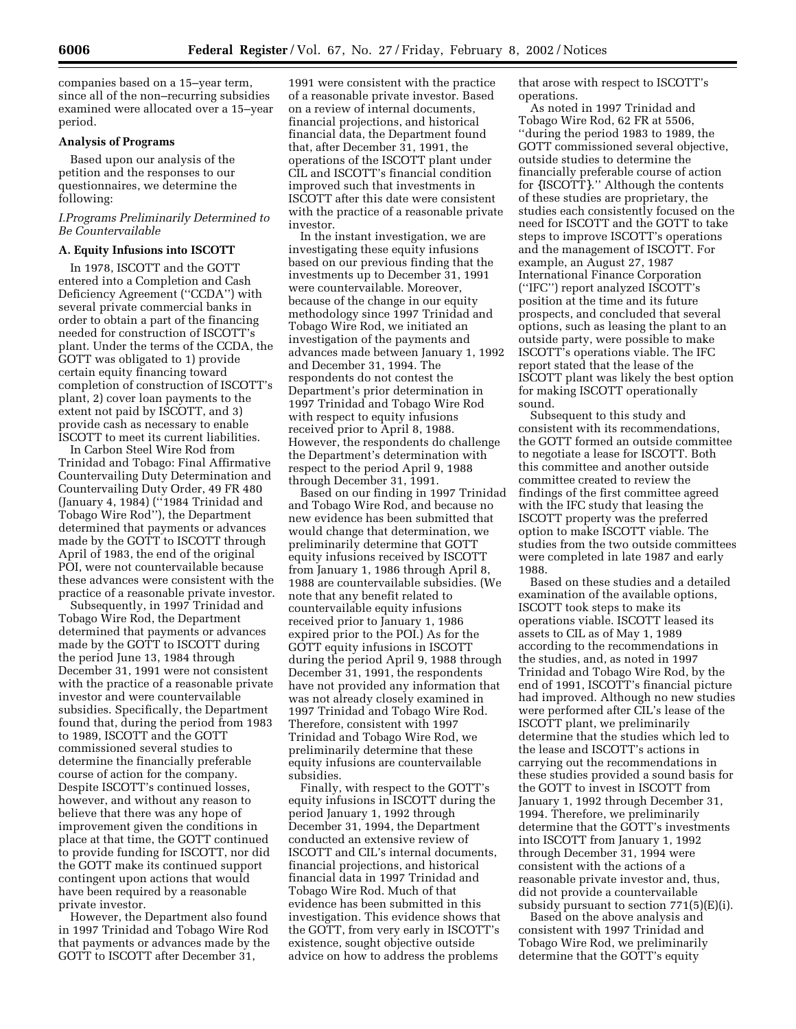companies based on a 15–year term, since all of the non–recurring subsidies examined were allocated over a 15–year period.

### Analysis of Programs

Based upon our analysis of the petition and the responses to our questionnaires, we determine the following:

#### *I.Programs Preliminarily Determined to Be Countervailable*

#### A. Equity Infusions into ISCOTT

In 1978, ISCOTT and the GOTT entered into a Completion and Cash Deficiency Agreement (''CCDA'') with several private commercial banks in order to obtain a part of the financing needed for construction of ISCOTT's plant. Under the terms of the CCDA, the GOTT was obligated to 1) provide certain equity financing toward completion of construction of ISCOTT's plant, 2) cover loan payments to the extent not paid by ISCOTT, and 3) provide cash as necessary to enable ISCOTT to meet its current liabilities.

In Carbon Steel Wire Rod from Trinidad and Tobago: Final Affirmative Countervailing Duty Determination and Countervailing Duty Order, 49 FR 480 (January 4, 1984) (''1984 Trinidad and Tobago Wire Rod''), the Department determined that payments or advances made by the GOTT to ISCOTT through April of 1983, the end of the original POI, were not countervailable because these advances were consistent with the practice of a reasonable private investor.

Subsequently, in 1997 Trinidad and Tobago Wire Rod, the Department determined that payments or advances made by the GOTT to ISCOTT during the period June 13, 1984 through December 31, 1991 were not consistent with the practice of a reasonable private investor and were countervailable subsidies. Specifically, the Department found that, during the period from 1983 to 1989, ISCOTT and the GOTT commissioned several studies to determine the financially preferable course of action for the company. Despite ISCOTT's continued losses, however, and without any reason to believe that there was any hope of improvement given the conditions in place at that time, the GOTT continued to provide funding for ISCOTT, nor did the GOTT make its continued support contingent upon actions that would have been required by a reasonable private investor.

However, the Department also found in 1997 Trinidad and Tobago Wire Rod that payments or advances made by the GOTT to ISCOTT after December 31, 1991 were consistent with the practice of a reasonable private investor. Based on a review of internal documents, financial projections, and historical financial data, the Department found that, after December 31, 1991, the operations of the ISCOTT plant under CIL and ISCOTT's financial condition improved such that investments in ISCOTT after this date were consistent with the practice of a reasonable private investor.

In the instant investigation, we are investigating these equity infusions based on our previous finding that the investments up to December 31, 1991 were countervailable. Moreover, because of the change in our equity methodology since 1997 Trinidad and Tobago Wire Rod, we initiated an investigation of the payments and advances made between January 1, 1992 and December 31, 1994. The respondents do not contest the Department's prior determination in 1997 Trinidad and Tobago Wire Rod with respect to equity infusions received prior to April 8, 1988. However, the respondents do challenge the Department's determination with respect to the period April 9, 1988 through December 31, 1991.

Based on our finding in 1997 Trinidad and Tobago Wire Rod, and because no new evidence has been submitted that would change that determination, we preliminarily determine that GOTT equity infusions received by ISCOTT from January 1, 1986 through April 8, 1988 are countervailable subsidies. (We note that any benefit related to countervailable equity infusions received prior to January 1, 1986 expired prior to the POI.) As for the GOTT equity infusions in ISCOTT during the period April 9, 1988 through December 31, 1991, the respondents have not provided any information that was not already closely examined in 1997 Trinidad and Tobago Wire Rod. Therefore, consistent with 1997 Trinidad and Tobago Wire Rod, we preliminarily determine that these equity infusions are countervailable subsidies.

Finally, with respect to the GOTT's equity infusions in ISCOTT during the period January 1, 1992 through December 31, 1994, the Department conducted an extensive review of ISCOTT and CIL's internal documents, financial projections, and historical financial data in 1997 Trinidad and Tobago Wire Rod. Much of that evidence has been submitted in this investigation. This evidence shows that the GOTT, from very early in ISCOTT's existence, sought objective outside advice on how to address the problems that arose with respect to ISCOTT's operations.

As noted in 1997 Trinidad and Tobago Wire Rod, 62 FR at 5506, ''during the period 1983 to 1989, the GOTT commissioned several objective, outside studies to determine the financially preferable course of action for {ISCOTT}.'' Although the contents of these studies are proprietary, the studies each consistently focused on the need for ISCOTT and the GOTT to take steps to improve ISCOTT's operations and the management of ISCOTT. For example, an August 27, 1987 International Finance Corporation (''IFC'') report analyzed ISCOTT's position at the time and its future prospects, and concluded that several options, such as leasing the plant to an outside party, were possible to make ISCOTT's operations viable. The IFC report stated that the lease of the ISCOTT plant was likely the best option for making ISCOTT operationally sound.

Subsequent to this study and consistent with its recommendations, the GOTT formed an outside committee to negotiate a lease for ISCOTT. Both this committee and another outside committee created to review the findings of the first committee agreed with the IFC study that leasing the ISCOTT property was the preferred option to make ISCOTT viable. The studies from the two outside committees were completed in late 1987 and early 1988.

Based on these studies and a detailed examination of the available options, ISCOTT took steps to make its operations viable. ISCOTT leased its assets to CIL as of May 1, 1989 according to the recommendations in the studies, and, as noted in 1997 Trinidad and Tobago Wire Rod, by the end of 1991, ISCOTT's financial picture had improved. Although no new studies were performed after CIL's lease of the ISCOTT plant, we preliminarily determine that the studies which led to the lease and ISCOTT's actions in carrying out the recommendations in these studies provided a sound basis for the GOTT to invest in ISCOTT from January 1, 1992 through December 31, 1994. Therefore, we preliminarily determine that the GOTT's investments into ISCOTT from January 1, 1992 through December 31, 1994 were consistent with the actions of a reasonable private investor and, thus, did not provide a countervailable subsidy pursuant to section 771(5)(E)(i).

Based on the above analysis and consistent with 1997 Trinidad and Tobago Wire Rod, we preliminarily determine that the GOTT's equity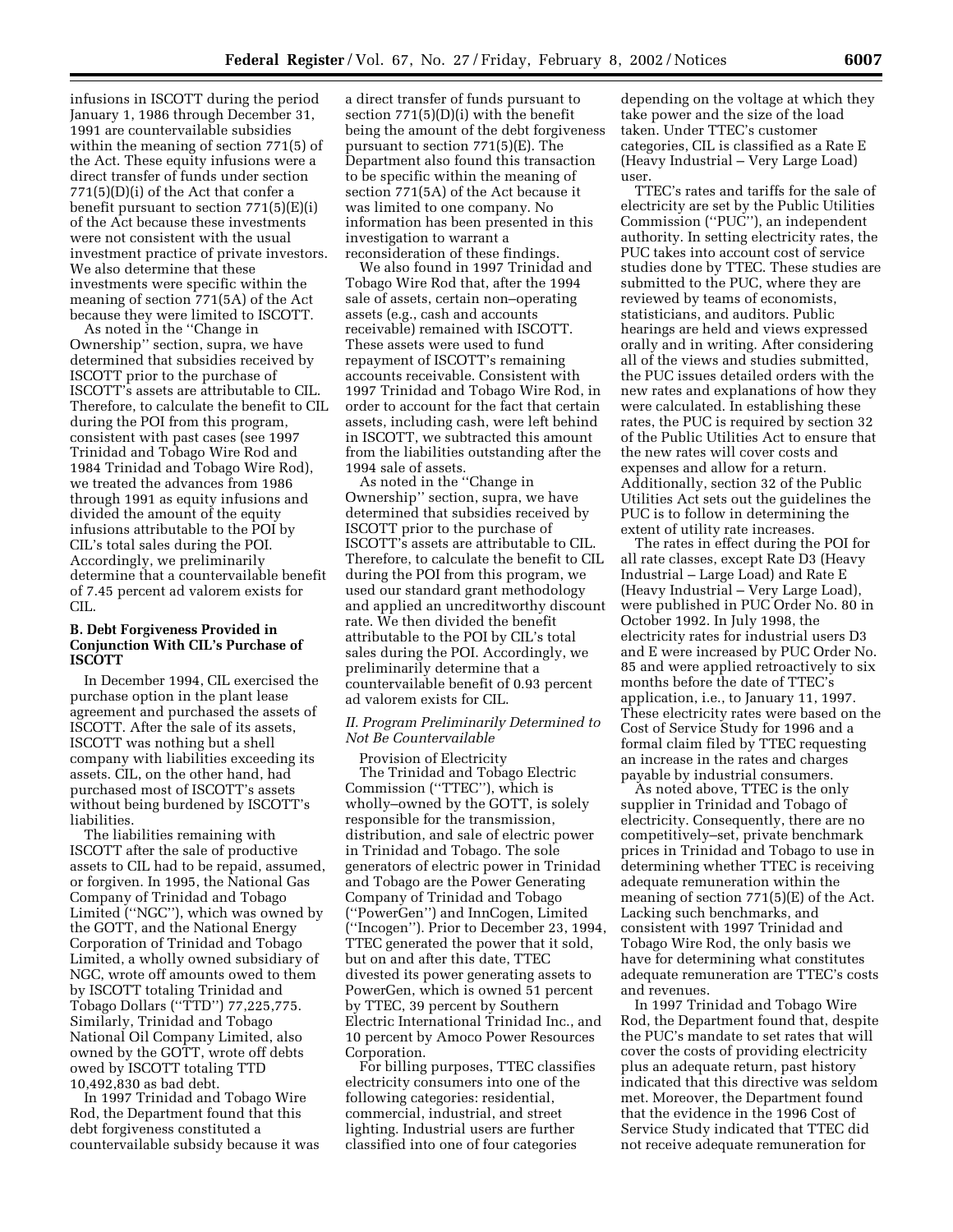infusions in ISCOTT during the period January 1, 1986 through December 31, 1991 are countervailable subsidies within the meaning of section 771(5) of the Act. These equity infusions were a direct transfer of funds under section 771(5)(D)(i) of the Act that confer a benefit pursuant to section 771(5)(E)(i) of the Act because these investments were not consistent with the usual investment practice of private investors. We also determine that these investments were specific within the meaning of section 771(5A) of the Act because they were limited to ISCOTT.

As noted in the ''Change in Ownership'' section, supra, we have determined that subsidies received by ISCOTT prior to the purchase of ISCOTT's assets are attributable to CIL. Therefore, to calculate the benefit to CIL during the POI from this program, consistent with past cases (see 1997 Trinidad and Tobago Wire Rod and 1984 Trinidad and Tobago Wire Rod), we treated the advances from 1986 through 1991 as equity infusions and divided the amount of the equity infusions attributable to the POI by CIL's total sales during the POI. Accordingly, we preliminarily determine that a countervailable benefit of 7.45 percent ad valorem exists for CIL.

**B. Debt Forgiveness Provided in Conjunction With CIL's Purchase of ISCOTT**

In December 1994, CIL exercised the purchase option in the plant lease agreement and purchased the assets of ISCOTT. After the sale of its assets, ISCOTT was nothing but a shell company with liabilities exceeding its assets. CIL, on the other hand, had purchased most of ISCOTT's assets without being burdened by ISCOTT's liabilities.

The liabilities remaining with ISCOTT after the sale of productive assets to CIL had to be repaid, assumed, or forgiven. In 1995, the National Gas Company of Trinidad and Tobago Limited (''NGC''), which was owned by the GOTT, and the National Energy Corporation of Trinidad and Tobago Limited, a wholly owned subsidiary of NGC, wrote off amounts owed to them by ISCOTT totaling Trinidad and Tobago Dollars (''TTD'') 77,225,775. Similarly, Trinidad and Tobago National Oil Company Limited, also owned by the GOTT, wrote off debts owed by ISCOTT totaling TTD 10,492,830 as bad debt.

In 1997 Trinidad and Tobago Wire Rod, the Department found that this debt forgiveness constituted a countervailable subsidy because it was a direct transfer of funds pursuant to section 771(5)(D)(i) with the benefit being the amount of the debt forgiveness pursuant to section 771(5)(E). The Department also found this transaction to be specific within the meaning of section 771(5A) of the Act because it was limited to one company. No information has been presented in this investigation to warrant a reconsideration of these findings.

We also found in 1997 Trinidad and Tobago Wire Rod that, after the 1994 sale of assets, certain non–operating assets (e.g., cash and accounts receivable) remained with ISCOTT. These assets were used to fund repayment of ISCOTT's remaining accounts receivable. Consistent with 1997 Trinidad and Tobago Wire Rod, in order to account for the fact that certain assets, including cash, were left behind in ISCOTT, we subtracted this amount from the liabilities outstanding after the 1994 sale of assets.

As noted in the ''Change in Ownership'' section, supra, we have determined that subsidies received by ISCOTT prior to the purchase of ISCOTT's assets are attributable to CIL. Therefore, to calculate the benefit to CIL during the POI from this program, we used our standard grant methodology and applied an uncreditworthy discount rate. We then divided the benefit attributable to the POI by CIL's total sales during the POI. Accordingly, we preliminarily determine that a countervailable benefit of 0.93 percent ad valorem exists for CIL.

*II. Program Preliminarily Determined to Not Be Countervailable*

Provision of Electricity

The Trinidad and Tobago Electric Commission (''TTEC''), which is wholly–owned by the GOTT, is solely responsible for the transmission, distribution, and sale of electric power in Trinidad and Tobago. The sole generators of electric power in Trinidad and Tobago are the Power Generating Company of Trinidad and Tobago (''PowerGen'') and InnCogen, Limited (''Incogen''). Prior to December 23, 1994, TTEC generated the power that it sold, but on and after this date, TTEC divested its power generating assets to PowerGen, which is owned 51 percent by TTEC, 39 percent by Southern Electric International Trinidad Inc., and 10 percent by Amoco Power Resources Corporation.

For billing purposes, TTEC classifies electricity consumers into one of the following categories: residential, commercial, industrial, and street lighting. Industrial users are further classified into one of four categories depending on the voltage at which they take power and the size of the load taken. Under TTEC's customer categories, CIL is classified as a Rate E (Heavy Industrial – Very Large Load) user.

TTEC's rates and tariffs for the sale of electricity are set by the Public Utilities Commission (''PUC''), an independent authority. In setting electricity rates, the PUC takes into account cost of service studies done by TTEC. These studies are submitted to the PUC, where they are reviewed by teams of economists, statisticians, and auditors. Public hearings are held and views expressed orally and in writing. After considering all of the views and studies submitted, the PUC issues detailed orders with the new rates and explanations of how they were calculated. In establishing these rates, the PUC is required by section 32 of the Public Utilities Act to ensure that the new rates will cover costs and expenses and allow for a return. Additionally, section 32 of the Public Utilities Act sets out the guidelines the PUC is to follow in determining the extent of utility rate increases.

The rates in effect during the POI for all rate classes, except Rate D3 (Heavy Industrial – Large Load) and Rate E (Heavy Industrial – Very Large Load), were published in PUC Order No. 80 in October 1992. In July 1998, the electricity rates for industrial users D3 and E were increased by PUC Order No. 85 and were applied retroactively to six months before the date of TTEC's application, i.e., to January 11, 1997. These electricity rates were based on the Cost of Service Study for 1996 and a formal claim filed by TTEC requesting an increase in the rates and charges payable by industrial consumers.

As noted above, TTEC is the only supplier in Trinidad and Tobago of electricity. Consequently, there are no competitively–set, private benchmark prices in Trinidad and Tobago to use in determining whether TTEC is receiving adequate remuneration within the meaning of section 771(5)(E) of the Act. Lacking such benchmarks, and consistent with 1997 Trinidad and Tobago Wire Rod, the only basis we have for determining what constitutes adequate remuneration are TTEC's costs and revenues.

In 1997 Trinidad and Tobago Wire Rod, the Department found that, despite the PUC's mandate to set rates that will cover the costs of providing electricity plus an adequate return, past history indicated that this directive was seldom met. Moreover, the Department found that the evidence in the 1996 Cost of Service Study indicated that TTEC did not receive adequate remuneration for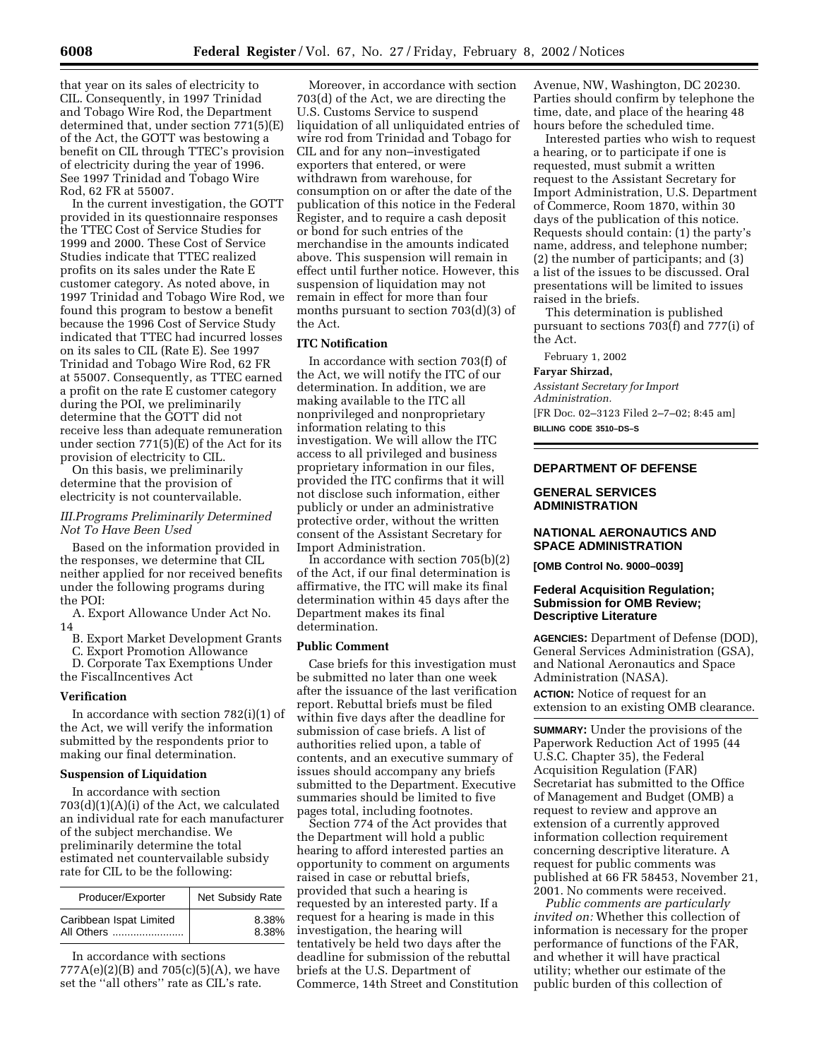that year on its sales of electricity to CIL. Consequently, in 1997 Trinidad and Tobago Wire Rod, the Department determined that, under section 771(5)(E) of the Act, the GOTT was bestowing a benefit on CIL through TTEC's provision of electricity during the year of 1996. See 1997 Trinidad and Tobago Wire Rod, 62 FR at 55007.

In the current investigation, the GOTT provided in its questionnaire responses the TTEC Cost of Service Studies for 1999 and 2000. These Cost of Service Studies indicate that TTEC realized profits on its sales under the Rate E customer category. As noted above, in 1997 Trinidad and Tobago Wire Rod, we found this program to bestow a benefit because the 1996 Cost of Service Study indicated that TTEC had incurred losses on its sales to CIL (Rate E). See 1997 Trinidad and Tobago Wire Rod, 62 FR at 55007. Consequently, as TTEC earned a profit on the rate E customer category during the POI, we preliminarily determine that the GOTT did not receive less than adequate remuneration under section 771(5)(E) of the Act for its provision of electricity to CIL.

On this basis, we preliminarily determine that the provision of electricity is not countervailable.

*III.Programs Preliminarily Determined Not To Have Been Used*

Based on the information provided in the responses, we determine that CIL neither applied for nor received benefits under the following programs during the POI:

A. Export Allowance Under Act No. 14

B. Export Market Development Grants

C. Export Promotion Allowance

D. Corporate Tax Exemptions Under the FiscalIncentives Act

**Verification**

In accordance with section 782(i)(1) of the Act, we will verify the information submitted by the respondents prior to making our final determination.

**Suspension of Liquidation**

In accordance with section 703(d)(1)(A)(i) of the Act, we calculated an individual rate for each manufacturer of the subject merchandise. We preliminarily determine the total estimated net countervailable subsidy rate for CIL to be the following:

| Producer/Exporter | Net Subsidy Rate |
|---|---|
| Caribbean Ispat Limited | 8.38% |
| All Others | 8.38% |

In accordance with sections 777A(e)(2)(B) and 705(c)(5)(A), we have set the ''all others'' rate as CIL's rate.

Moreover, in accordance with section 703(d) of the Act, we are directing the U.S. Customs Service to suspend liquidation of all unliquidated entries of wire rod from Trinidad and Tobago for CIL and for any non–investigated exporters that entered, or were withdrawn from warehouse, for consumption on or after the date of the publication of this notice in the Federal Register, and to require a cash deposit or bond for such entries of the merchandise in the amounts indicated above. This suspension will remain in effect until further notice. However, this suspension of liquidation may not remain in effect for more than four months pursuant to section 703(d)(3) of the Act.

**ITC Notification**

In accordance with section 703(f) of the Act, we will notify the ITC of our determination. In addition, we are making available to the ITC all nonprivileged and nonproprietary information relating to this investigation. We will allow the ITC access to all privileged and business proprietary information in our files, provided the ITC confirms that it will not disclose such information, either publicly or under an administrative protective order, without the written consent of the Assistant Secretary for Import Administration.

In accordance with section 705(b)(2) of the Act, if our final determination is affirmative, the ITC will make its final determination within 45 days after the Department makes its final determination.

**Public Comment**

Case briefs for this investigation must be submitted no later than one week after the issuance of the last verification report. Rebuttal briefs must be filed within five days after the deadline for submission of case briefs. A list of authorities relied upon, a table of contents, and an executive summary of issues should accompany any briefs submitted to the Department. Executive summaries should be limited to five pages total, including footnotes.

Section 774 of the Act provides that the Department will hold a public hearing to afford interested parties an opportunity to comment on arguments raised in case or rebuttal briefs, provided that such a hearing is requested by an interested party. If a request for a hearing is made in this investigation, the hearing will tentatively be held two days after the deadline for submission of the rebuttal briefs at the U.S. Department of Commerce, 14th Street and Constitution Avenue, NW, Washington, DC 20230. Parties should confirm by telephone the time, date, and place of the hearing 48 hours before the scheduled time.

Interested parties who wish to request a hearing, or to participate if one is requested, must submit a written request to the Assistant Secretary for Import Administration, U.S. Department of Commerce, Room 1870, within 30 days of the publication of this notice. Requests should contain: (1) the party's name, address, and telephone number; (2) the number of participants; and (3) a list of the issues to be discussed. Oral presentations will be limited to issues raised in the briefs.

This determination is published pursuant to sections 703(f) and 777(i) of the Act.

February 1, 2002

**Faryar Shirzad,**

*Assistant Secretary for Import Administration.*

[FR Doc. 02–3123 Filed 2–7–02; 8:45 am]

**BILLING CODE 3510–DS–S**

## DEPARTMENT OF DEFENSE

## GENERAL SERVICES ADMINISTRATION

## NATIONAL AERONAUTICS AND SPACE ADMINISTRATION

**[OMB Control No. 9000–0039]**

## Federal Acquisition Regulation; Submission for OMB Review; Descriptive Literature

**AGENCIES:** Department of Defense (DOD), General Services Administration (GSA), and National Aeronautics and Space Administration (NASA).

**ACTION:** Notice of request for an extension to an existing OMB clearance.

**SUMMARY:** Under the provisions of the Paperwork Reduction Act of 1995 (44 U.S.C. Chapter 35), the Federal Acquisition Regulation (FAR) Secretariat has submitted to the Office of Management and Budget (OMB) a request to review and approve an extension of a currently approved information collection requirement concerning descriptive literature. A request for public comments was published at 66 FR 58453, November 21, 2001. No comments were received.

*Public comments are particularly invited on:* Whether this collection of information is necessary for the proper performance of functions of the FAR, and whether it will have practical utility; whether our estimate of the public burden of this collection of